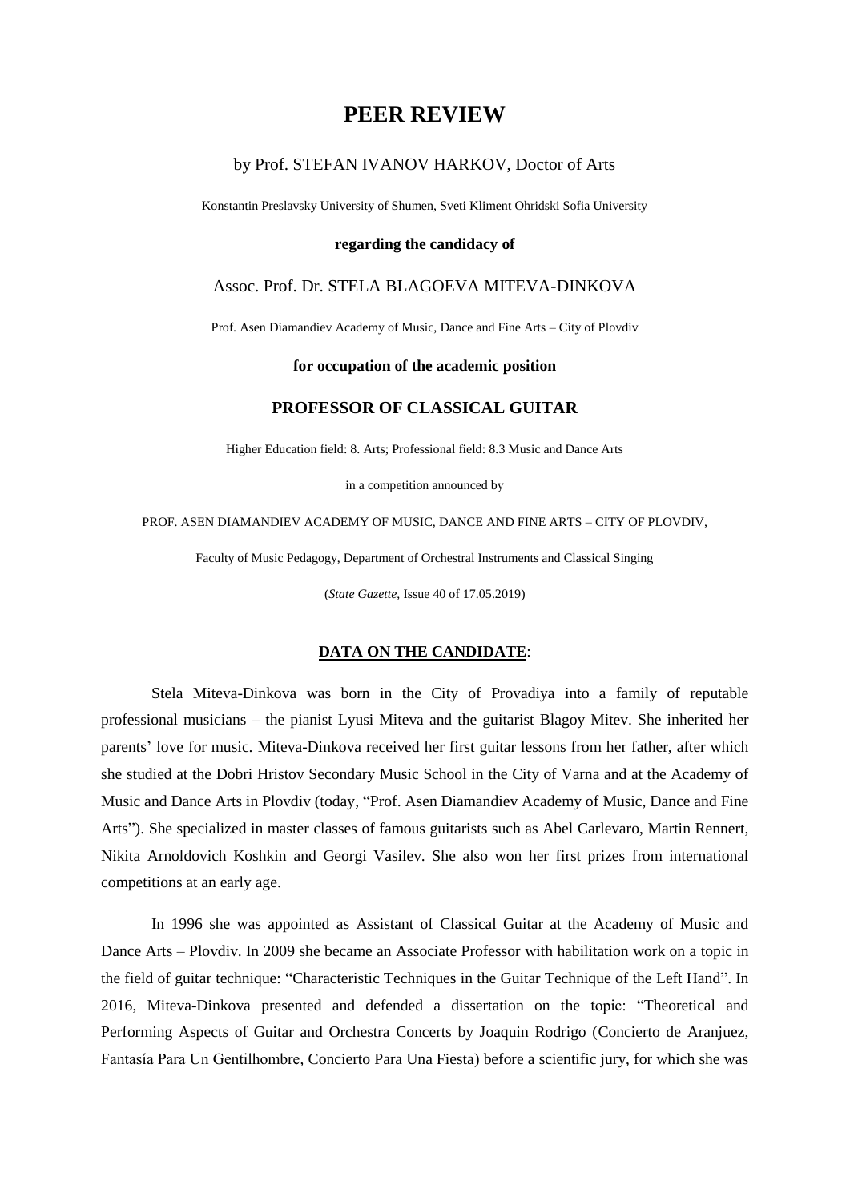# PEER REVIEW

by Prof. STEFAN IVANOV HARKOV, Doctor of Arts

Konstantin Preslavsky University of Shumen, Sveti Kliment Ohridski Sofia University

**regarding the candidacy of**

Assoc. Prof. Dr. STELA BLAGOEVA MITEVA-DINKOVA

Prof. Asen Diamandiev Academy of Music, Dance and Fine Arts – City of Plovdiv

**for occupation of the academic position**

## PROFESSOR OF CLASSICAL GUITAR

Higher Education field: 8. Arts; Professional field: 8.3 Music and Dance Arts

in a competition announced by

PROF. ASEN DIAMANDIEV ACADEMY OF MUSIC, DANCE AND FINE ARTS – CITY OF PLOVDIV,

Faculty of Music Pedagogy, Department of Orchestral Instruments and Classical Singing

(*State Gazette*, Issue 40 of 17.05.2019)

**DATA ON THE CANDIDATE**:

Stela Miteva-Dinkova was born in the City of Provadiya into a family of reputable professional musicians – the pianist Lyusi Miteva and the guitarist Blagoy Mitev. She inherited her parents' love for music. Miteva-Dinkova received her first guitar lessons from her father, after which she studied at the Dobri Hristov Secondary Music School in the City of Varna and at the Academy of Music and Dance Arts in Plovdiv (today, "Prof. Asen Diamandiev Academy of Music, Dance and Fine Arts"). She specialized in master classes of famous guitarists such as Abel Carlevaro, Martin Rennert, Nikita Arnoldovich Koshkin and Georgi Vasilev. She also won her first prizes from international competitions at an early age.

In 1996 she was appointed as Assistant of Classical Guitar at the Academy of Music and Dance Arts – Plovdiv. In 2009 she became an Associate Professor with habilitation work on a topic in the field of guitar technique: "Characteristic Techniques in the Guitar Technique of the Left Hand". In 2016, Miteva-Dinkova presented and defended a dissertation on the topic: "Theoretical and Performing Aspects of Guitar and Orchestra Concerts by Joaquin Rodrigo (Concierto de Aranjuez, Fantasía Para Un Gentilhombre, Concierto Para Una Fiesta) before a scientific jury, for which she was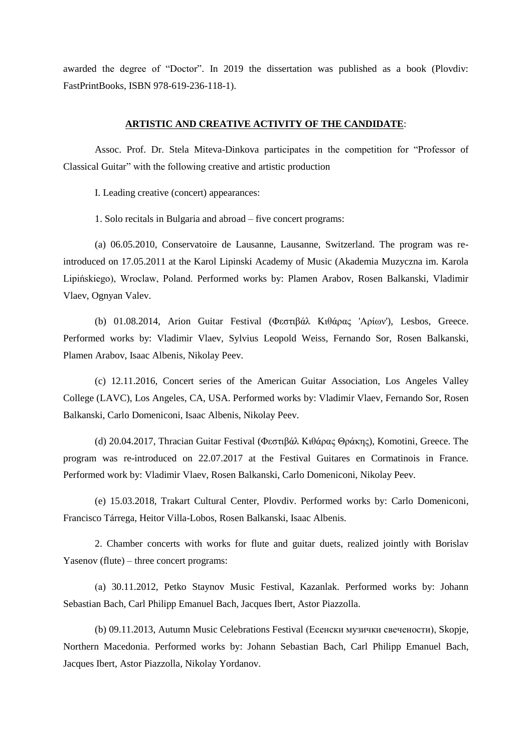awarded the degree of "Doctor". In 2019 the dissertation was published as a book (Plovdiv: FastPrintBooks, ISBN 978-619-236-118-1).

## ARTISTIC AND CREATIVE ACTIVITY OF THE CANDIDATE:

Assoc. Prof. Dr. Stela Miteva-Dinkova participates in the competition for "Professor of Classical Guitar" with the following creative and artistic production

I. Leading creative (concert) appearances:

1. Solo recitals in Bulgaria and abroad – five concert programs:

(a) 06.05.2010, Conservatoire de Lausanne, Lausanne, Switzerland. The program was re-introduced on 17.05.2011 at the Karol Lipinski Academy of Music (Akademia Muzyczna im. Karola Lipińskiego), Wroclaw, Poland. Performed works by: Plamen Arabov, Rosen Balkanski, Vladimir Vlaev, Ognyan Valev.

(b) 01.08.2014, Arion Guitar Festival (Φεστιβάλ Κιθάρας 'Αρίων'), Lesbos, Greece. Performed works by: Vladimir Vlaev, Sylvius Leopold Weiss, Fernando Sor, Rosen Balkanski, Plamen Arabov, Isaac Albenis, Nikolay Peev.

(c) 12.11.2016, Concert series of the American Guitar Association, Los Angeles Valley College (LAVC), Los Angeles, CA, USA. Performed works by: Vladimir Vlaev, Fernando Sor, Rosen Balkanski, Carlo Domeniconi, Isaac Albenis, Nikolay Peev.

(d) 20.04.2017, Thracian Guitar Festival (Φεστιβάλ Κιθάρας Θράκης), Komotini, Greece. The program was re-introduced on 22.07.2017 at the Festival Guitares en Cormatinois in France. Performed work by: Vladimir Vlaev, Rosen Balkanski, Carlo Domeniconi, Nikolay Peev.

(e) 15.03.2018, Trakart Cultural Center, Plovdiv. Performed works by: Carlo Domeniconi, Francisco Tárrega, Heitor Villa-Lobos, Rosen Balkanski, Isaac Albenis.

2. Chamber concerts with works for flute and guitar duets, realized jointly with Borislav Yasenov (flute) – three concert programs:

(a) 30.11.2012, Petko Staynov Music Festival, Kazanlak. Performed works by: Johann Sebastian Bach, Carl Philipp Emanuel Bach, Jacques Ibert, Astor Piazzolla.

(b) 09.11.2013, Autumn Music Celebrations Festival (Есенски музички свечености), Skopje, Northern Macedonia. Performed works by: Johann Sebastian Bach, Carl Philipp Emanuel Bach, Jacques Ibert, Astor Piazzolla, Nikolay Yordanov.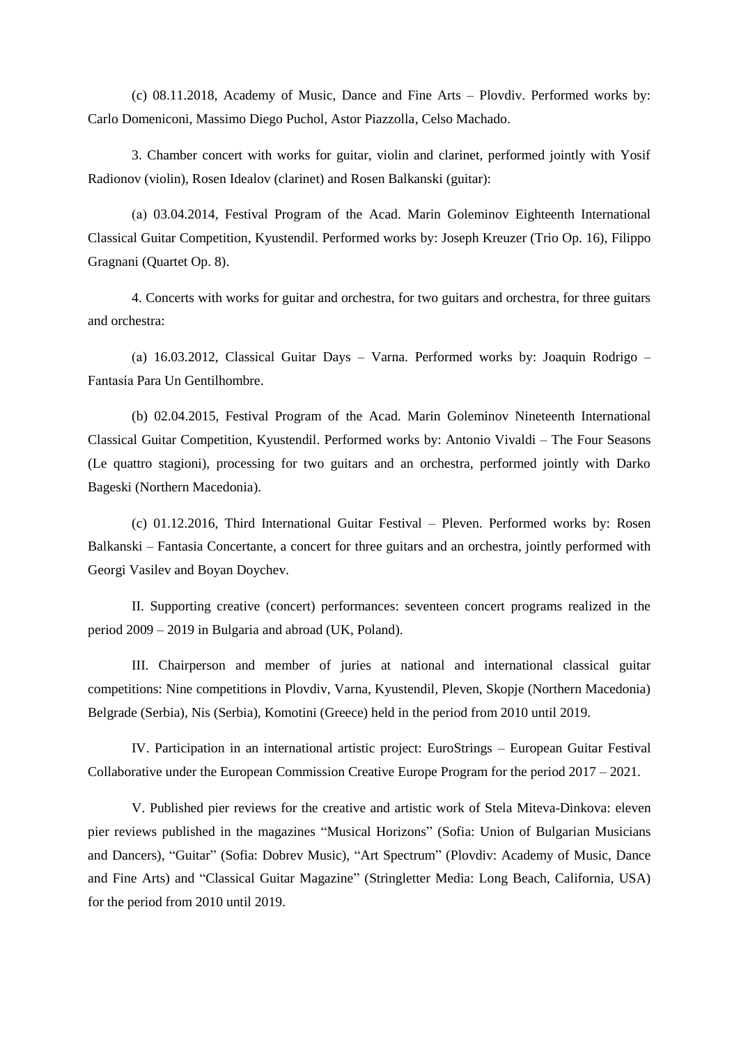(c) 08.11.2018, Academy of Music, Dance and Fine Arts – Plovdiv. Performed works by: Carlo Domeniconi, Massimo Diego Puchol, Astor Piazzolla, Celso Machado.

3. Chamber concert with works for guitar, violin and clarinet, performed jointly with Yosif Radionov (violin), Rosen Idealov (clarinet) and Rosen Balkanski (guitar):

(a) 03.04.2014, Festival Program of the Acad. Marin Goleminov Eighteenth International Classical Guitar Competition, Kyustendil. Performed works by: Joseph Kreuzer (Trio Op. 16), Filippo Gragnani (Quartet Op. 8).

4. Concerts with works for guitar and orchestra, for two guitars and orchestra, for three guitars and orchestra:

(a) 16.03.2012, Classical Guitar Days – Varna. Performed works by: Joaquin Rodrigo – Fantasía Para Un Gentilhombre.

(b) 02.04.2015, Festival Program of the Acad. Marin Goleminov Nineteenth International Classical Guitar Competition, Kyustendil. Performed works by: Antonio Vivaldi – The Four Seasons (Le quattro stagioni), processing for two guitars and an orchestra, performed jointly with Darko Bageski (Northern Macedonia).

(c) 01.12.2016, Third International Guitar Festival – Pleven. Performed works by: Rosen Balkanski – Fantasia Concertante, a concert for three guitars and an orchestra, jointly performed with Georgi Vasilev and Boyan Doychev.

II. Supporting creative (concert) performances: seventeen concert programs realized in the period 2009 – 2019 in Bulgaria and abroad (UK, Poland).

III. Chairperson and member of juries at national and international classical guitar competitions: Nine competitions in Plovdiv, Varna, Kyustendil, Pleven, Skopje (Northern Macedonia) Belgrade (Serbia), Nis (Serbia), Komotini (Greece) held in the period from 2010 until 2019.

IV. Participation in an international artistic project: EuroStrings – European Guitar Festival Collaborative under the European Commission Creative Europe Program for the period 2017 – 2021.

V. Published pier reviews for the creative and artistic work of Stela Miteva-Dinkova: eleven pier reviews published in the magazines "Musical Horizons" (Sofia: Union of Bulgarian Musicians and Dancers), "Guitar" (Sofia: Dobrev Music), "Art Spectrum" (Plovdiv: Academy of Music, Dance and Fine Arts) and "Classical Guitar Magazine" (Stringletter Media: Long Beach, California, USA) for the period from 2010 until 2019.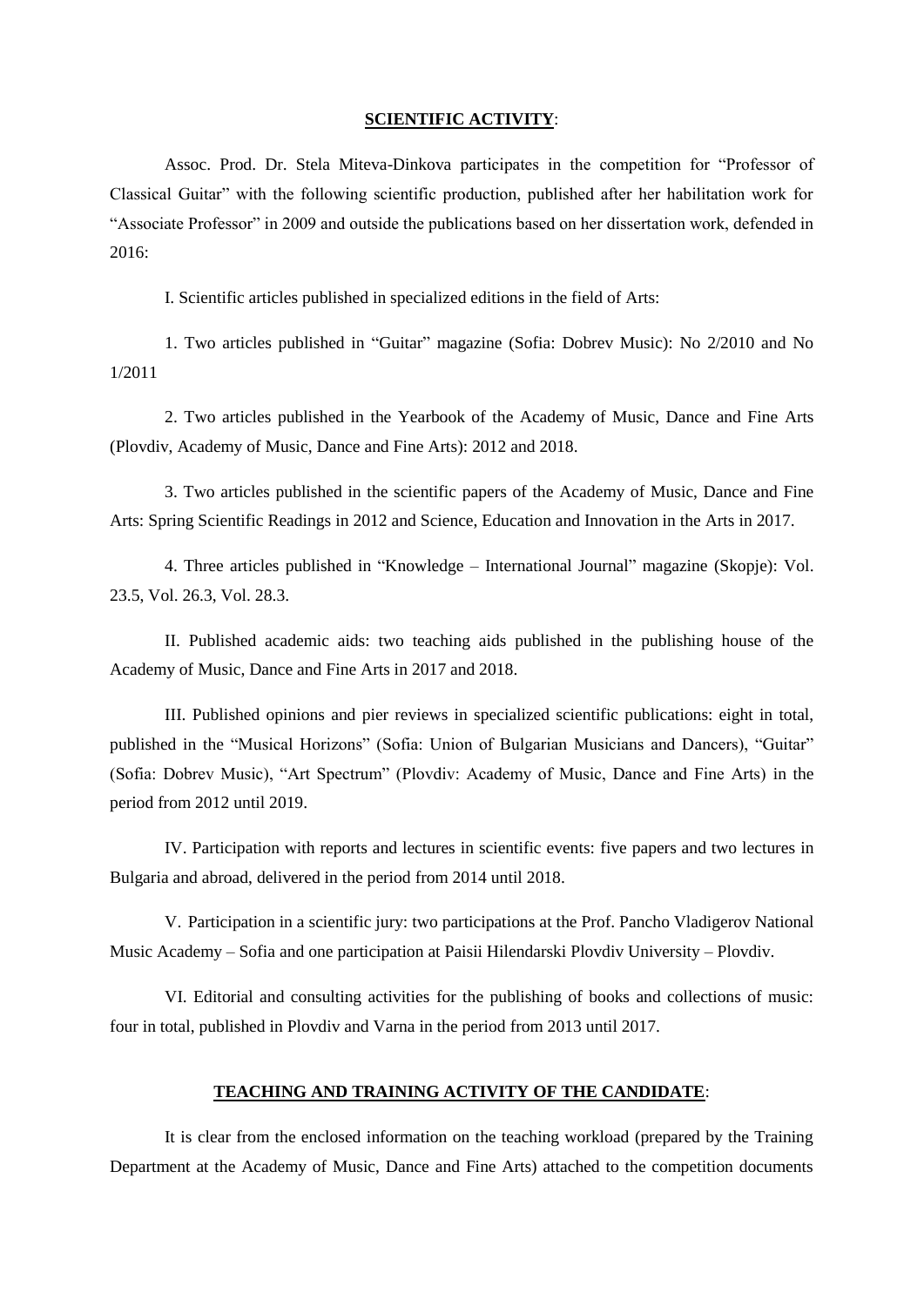## **SCIENTIFIC ACTIVITY**:

Assoc. Prod. Dr. Stela Miteva-Dinkova participates in the competition for "Professor of Classical Guitar" with the following scientific production, published after her habilitation work for "Associate Professor" in 2009 and outside the publications based on her dissertation work, defended in 2016:

I. Scientific articles published in specialized editions in the field of Arts:

1. Two articles published in "Guitar" magazine (Sofia: Dobrev Music): No 2/2010 and No 1/2011

2. Two articles published in the Yearbook of the Academy of Music, Dance and Fine Arts (Plovdiv, Academy of Music, Dance and Fine Arts): 2012 and 2018.

3. Two articles published in the scientific papers of the Academy of Music, Dance and Fine Arts: Spring Scientific Readings in 2012 and Science, Education and Innovation in the Arts in 2017.

4. Three articles published in "Knowledge – International Journal" magazine (Skopje): Vol. 23.5, Vol. 26.3, Vol. 28.3.

II. Published academic aids: two teaching aids published in the publishing house of the Academy of Music, Dance and Fine Arts in 2017 and 2018.

III. Published opinions and pier reviews in specialized scientific publications: eight in total, published in the "Musical Horizons" (Sofia: Union of Bulgarian Musicians and Dancers), "Guitar" (Sofia: Dobrev Music), "Art Spectrum" (Plovdiv: Academy of Music, Dance and Fine Arts) in the period from 2012 until 2019.

IV. Participation with reports and lectures in scientific events: five papers and two lectures in Bulgaria and abroad, delivered in the period from 2014 until 2018.

V. Participation in a scientific jury: two participations at the Prof. Pancho Vladigerov National Music Academy – Sofia and one participation at Paisii Hilendarski Plovdiv University – Plovdiv.

VI. Editorial and consulting activities for the publishing of books and collections of music: four in total, published in Plovdiv and Varna in the period from 2013 until 2017.

## **TEACHING AND TRAINING ACTIVITY OF THE CANDIDATE**:

It is clear from the enclosed information on the teaching workload (prepared by the Training Department at the Academy of Music, Dance and Fine Arts) attached to the competition documents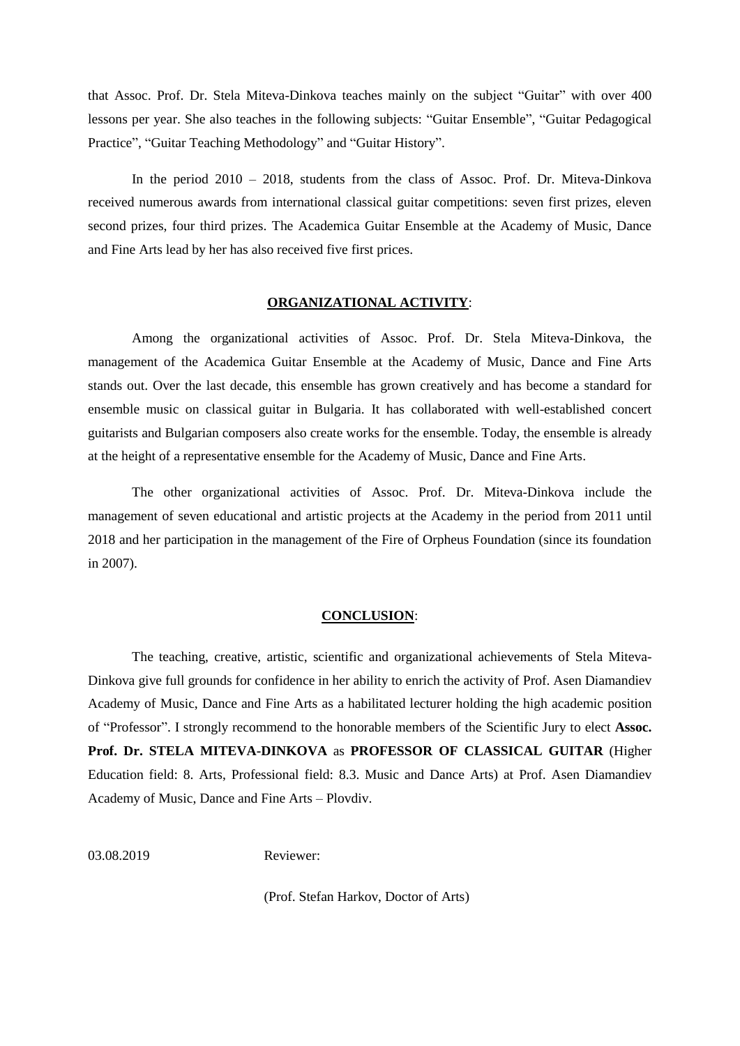that Assoc. Prof. Dr. Stela Miteva-Dinkova teaches mainly on the subject "Guitar" with over 400 lessons per year. She also teaches in the following subjects: "Guitar Ensemble", "Guitar Pedagogical Practice", "Guitar Teaching Methodology" and "Guitar History".

In the period 2010 – 2018, students from the class of Assoc. Prof. Dr. Miteva-Dinkova received numerous awards from international classical guitar competitions: seven first prizes, eleven second prizes, four third prizes. The Academica Guitar Ensemble at the Academy of Music, Dance and Fine Arts lead by her has also received five first prices.

## <u>ORGANIZATIONAL ACTIVITY</u>:

Among the organizational activities of Assoc. Prof. Dr. Stela Miteva-Dinkova, the management of the Academica Guitar Ensemble at the Academy of Music, Dance and Fine Arts stands out. Over the last decade, this ensemble has grown creatively and has become a standard for ensemble music on classical guitar in Bulgaria. It has collaborated with well-established concert guitarists and Bulgarian composers also create works for the ensemble. Today, the ensemble is already at the height of a representative ensemble for the Academy of Music, Dance and Fine Arts.

The other organizational activities of Assoc. Prof. Dr. Miteva-Dinkova include the management of seven educational and artistic projects at the Academy in the period from 2011 until 2018 and her participation in the management of the Fire of Orpheus Foundation (since its foundation in 2007).

## <u>CONCLUSION</u>:

The teaching, creative, artistic, scientific and organizational achievements of Stela Miteva-Dinkova give full grounds for confidence in her ability to enrich the activity of Prof. Asen Diamandiev Academy of Music, Dance and Fine Arts as a habilitated lecturer holding the high academic position of "Professor". I strongly recommend to the honorable members of the Scientific Jury to elect **Assoc. Prof. Dr. STELA MITEVA-DINKOVA** as **PROFESSOR OF CLASSICAL GUITAR** (Higher Education field: 8. Arts, Professional field: 8.3. Music and Dance Arts) at Prof. Asen Diamandiev Academy of Music, Dance and Fine Arts – Plovdiv.

03.08.2019 Reviewer:

(Prof. Stefan Harkov, Doctor of Arts)